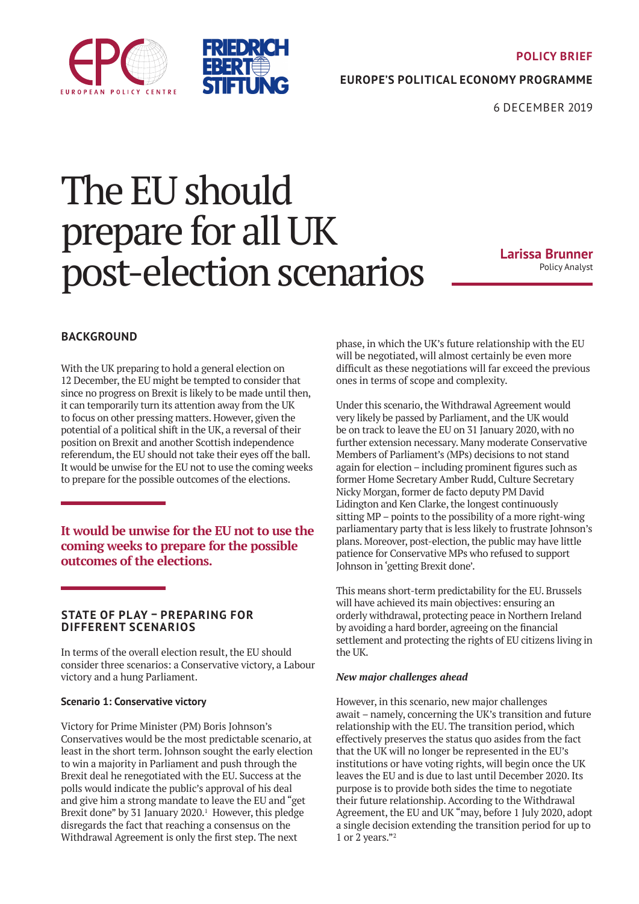POLICY BRIEF

EUROPE'S POLITICAL ECONOMY PROGRAMME

6 DECEMBER 2019

# The EU should prepare for all UK post-election scenarios

**Larissa Brunner**
Policy Analyst

## BACKGROUND

With the UK preparing to hold a general election on 12 December, the EU might be tempted to consider that since no progress on Brexit is likely to be made until then, it can temporarily turn its attention away from the UK to focus on other pressing matters. However, given the potential of a political shift in the UK, a reversal of their position on Brexit and another Scottish independence referendum, the EU should not take their eyes off the ball. It would be unwise for the EU not to use the coming weeks to prepare for the possible outcomes of the elections.

**It would be unwise for the EU not to use the coming weeks to prepare for the possible outcomes of the elections.**

## STATE OF PLAY – PREPARING FOR DIFFERENT SCENARIOS

In terms of the overall election result, the EU should consider three scenarios: a Conservative victory, a Labour victory and a hung Parliament.

### Scenario 1: Conservative victory

Victory for Prime Minister (PM) Boris Johnson's Conservatives would be the most predictable scenario, at least in the short term. Johnson sought the early election to win a majority in Parliament and push through the Brexit deal he renegotiated with the EU. Success at the polls would indicate the public's approval of his deal and give him a strong mandate to leave the EU and "get Brexit done" by 31 January 2020.[1] However, this pledge disregards the fact that reaching a consensus on the Withdrawal Agreement is only the first step. The next phase, in which the UK's future relationship with the EU will be negotiated, will almost certainly be even more difficult as these negotiations will far exceed the previous ones in terms of scope and complexity.

Under this scenario, the Withdrawal Agreement would very likely be passed by Parliament, and the UK would be on track to leave the EU on 31 January 2020, with no further extension necessary. Many moderate Conservative Members of Parliament's (MPs) decisions to not stand again for election – including prominent figures such as former Home Secretary Amber Rudd, Culture Secretary Nicky Morgan, former de facto deputy PM David Lidington and Ken Clarke, the longest continuously sitting MP – points to the possibility of a more right-wing parliamentary party that is less likely to frustrate Johnson's plans. Moreover, post-election, the public may have little patience for Conservative MPs who refused to support Johnson in 'getting Brexit done'.

This means short-term predictability for the EU. Brussels will have achieved its main objectives: ensuring an orderly withdrawal, protecting peace in Northern Ireland by avoiding a hard border, agreeing on the financial settlement and protecting the rights of EU citizens living in the UK.

***New major challenges ahead***

However, in this scenario, new major challenges await – namely, concerning the UK's transition and future relationship with the EU. The transition period, which effectively preserves the status quo asides from the fact that the UK will no longer be represented in the EU's institutions or have voting rights, will begin once the UK leaves the EU and is due to last until December 2020. Its purpose is to provide both sides the time to negotiate their future relationship. According to the Withdrawal Agreement, the EU and UK "may, before 1 July 2020, adopt a single decision extending the transition period for up to 1 or 2 years."[2]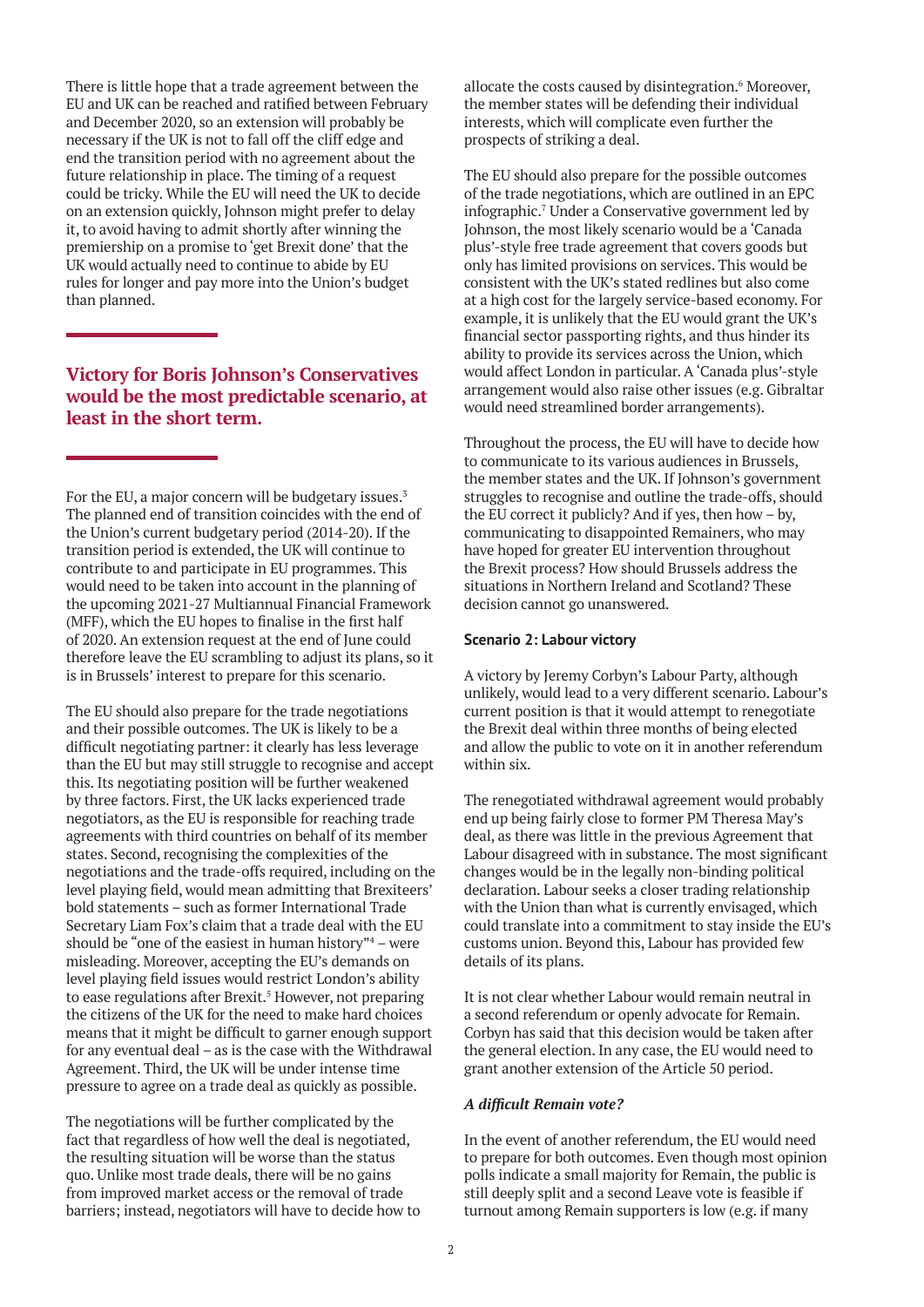There is little hope that a trade agreement between the EU and UK can be reached and ratified between February and December 2020, so an extension will probably be necessary if the UK is not to fall off the cliff edge and end the transition period with no agreement about the future relationship in place. The timing of a request could be tricky. While the EU will need the UK to decide on an extension quickly, Johnson might prefer to delay it, to avoid having to admit shortly after winning the premiership on a promise to 'get Brexit done' that the UK would actually need to continue to abide by EU rules for longer and pay more into the Union's budget than planned.

**Victory for Boris Johnson's Conservatives would be the most predictable scenario, at least in the short term.**

For the EU, a major concern will be budgetary issues.[3] The planned end of transition coincides with the end of the Union's current budgetary period (2014-20). If the transition period is extended, the UK will continue to contribute to and participate in EU programmes. This would need to be taken into account in the planning of the upcoming 2021-27 Multiannual Financial Framework (MFF), which the EU hopes to finalise in the first half of 2020. An extension request at the end of June could therefore leave the EU scrambling to adjust its plans, so it is in Brussels' interest to prepare for this scenario.

The EU should also prepare for the trade negotiations and their possible outcomes. The UK is likely to be a difficult negotiating partner: it clearly has less leverage than the EU but may still struggle to recognise and accept this. Its negotiating position will be further weakened by three factors. First, the UK lacks experienced trade negotiators, as the EU is responsible for reaching trade agreements with third countries on behalf of its member states. Second, recognising the complexities of the negotiations and the trade-offs required, including on the level playing field, would mean admitting that Brexiteers' bold statements – such as former International Trade Secretary Liam Fox's claim that a trade deal with the EU should be "one of the easiest in human history"[4] – were misleading. Moreover, accepting the EU's demands on level playing field issues would restrict London's ability to ease regulations after Brexit.[5] However, not preparing the citizens of the UK for the need to make hard choices means that it might be difficult to garner enough support for any eventual deal – as is the case with the Withdrawal Agreement. Third, the UK will be under intense time pressure to agree on a trade deal as quickly as possible.

The negotiations will be further complicated by the fact that regardless of how well the deal is negotiated, the resulting situation will be worse than the status quo. Unlike most trade deals, there will be no gains from improved market access or the removal of trade barriers; instead, negotiators will have to decide how to allocate the costs caused by disintegration.[6] Moreover, the member states will be defending their individual interests, which will complicate even further the prospects of striking a deal.

The EU should also prepare for the possible outcomes of the trade negotiations, which are outlined in an EPC infographic.[7] Under a Conservative government led by Johnson, the most likely scenario would be a 'Canada plus'-style free trade agreement that covers goods but only has limited provisions on services. This would be consistent with the UK's stated redlines but also come at a high cost for the largely service-based economy. For example, it is unlikely that the EU would grant the UK's financial sector passporting rights, and thus hinder its ability to provide its services across the Union, which would affect London in particular. A 'Canada plus'-style arrangement would also raise other issues (e.g. Gibraltar would need streamlined border arrangements).

Throughout the process, the EU will have to decide how to communicate to its various audiences in Brussels, the member states and the UK. If Johnson's government struggles to recognise and outline the trade-offs, should the EU correct it publicly? And if yes, then how – by, communicating to disappointed Remainers, who may have hoped for greater EU intervention throughout the Brexit process? How should Brussels address the situations in Northern Ireland and Scotland? These decision cannot go unanswered.

**Scenario 2: Labour victory**

A victory by Jeremy Corbyn's Labour Party, although unlikely, would lead to a very different scenario. Labour's current position is that it would attempt to renegotiate the Brexit deal within three months of being elected and allow the public to vote on it in another referendum within six.

The renegotiated withdrawal agreement would probably end up being fairly close to former PM Theresa May's deal, as there was little in the previous Agreement that Labour disagreed with in substance. The most significant changes would be in the legally non-binding political declaration. Labour seeks a closer trading relationship with the Union than what is currently envisaged, which could translate into a commitment to stay inside the EU's customs union. Beyond this, Labour has provided few details of its plans.

It is not clear whether Labour would remain neutral in a second referendum or openly advocate for Remain. Corbyn has said that this decision would be taken after the general election. In any case, the EU would need to grant another extension of the Article 50 period.

***A difficult Remain vote?***

In the event of another referendum, the EU would need to prepare for both outcomes. Even though most opinion polls indicate a small majority for Remain, the public is still deeply split and a second Leave vote is feasible if turnout among Remain supporters is low (e.g. if many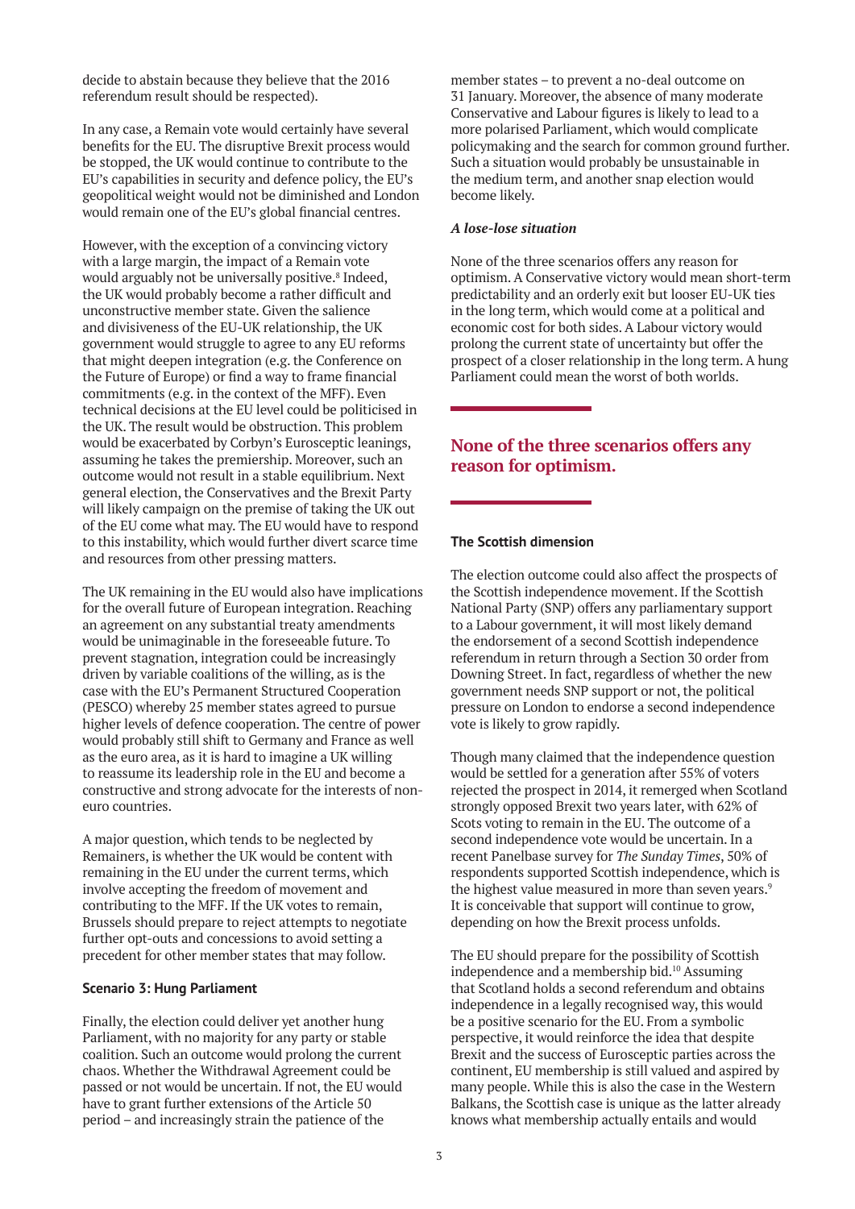decide to abstain because they believe that the 2016 referendum result should be respected).

In any case, a Remain vote would certainly have several benefits for the EU. The disruptive Brexit process would be stopped, the UK would continue to contribute to the EU's capabilities in security and defence policy, the EU's geopolitical weight would not be diminished and London would remain one of the EU's global financial centres.

However, with the exception of a convincing victory with a large margin, the impact of a Remain vote would arguably not be universally positive.[8] Indeed, the UK would probably become a rather difficult and unconstructive member state. Given the salience and divisiveness of the EU-UK relationship, the UK government would struggle to agree to any EU reforms that might deepen integration (e.g. the Conference on the Future of Europe) or find a way to frame financial commitments (e.g. in the context of the MFF). Even technical decisions at the EU level could be politicised in the UK. The result would be obstruction. This problem would be exacerbated by Corbyn's Eurosceptic leanings, assuming he takes the premiership. Moreover, such an outcome would not result in a stable equilibrium. Next general election, the Conservatives and the Brexit Party will likely campaign on the premise of taking the UK out of the EU come what may. The EU would have to respond to this instability, which would further divert scarce time and resources from other pressing matters.

The UK remaining in the EU would also have implications for the overall future of European integration. Reaching an agreement on any substantial treaty amendments would be unimaginable in the foreseeable future. To prevent stagnation, integration could be increasingly driven by variable coalitions of the willing, as is the case with the EU's Permanent Structured Cooperation (PESCO) whereby 25 member states agreed to pursue higher levels of defence cooperation. The centre of power would probably still shift to Germany and France as well as the euro area, as it is hard to imagine a UK willing to reassume its leadership role in the EU and become a constructive and strong advocate for the interests of non-euro countries.

A major question, which tends to be neglected by Remainers, is whether the UK would be content with remaining in the EU under the current terms, which involve accepting the freedom of movement and contributing to the MFF. If the UK votes to remain, Brussels should prepare to reject attempts to negotiate further opt-outs and concessions to avoid setting a precedent for other member states that may follow.

**Scenario 3: Hung Parliament**

Finally, the election could deliver yet another hung Parliament, with no majority for any party or stable coalition. Such an outcome would prolong the current chaos. Whether the Withdrawal Agreement could be passed or not would be uncertain. If not, the EU would have to grant further extensions of the Article 50 period – and increasingly strain the patience of the member states – to prevent a no-deal outcome on 31 January. Moreover, the absence of many moderate Conservative and Labour figures is likely to lead to a more polarised Parliament, which would complicate policymaking and the search for common ground further. Such a situation would probably be unsustainable in the medium term, and another snap election would become likely.

***A lose-lose situation***

None of the three scenarios offers any reason for optimism. A Conservative victory would mean short-term predictability and an orderly exit but looser EU-UK ties in the long term, which would come at a political and economic cost for both sides. A Labour victory would prolong the current state of uncertainty but offer the prospect of a closer relationship in the long term. A hung Parliament could mean the worst of both worlds.

**None of the three scenarios offers any reason for optimism.**

**The Scottish dimension**

The election outcome could also affect the prospects of the Scottish independence movement. If the Scottish National Party (SNP) offers any parliamentary support to a Labour government, it will most likely demand the endorsement of a second Scottish independence referendum in return through a Section 30 order from Downing Street. In fact, regardless of whether the new government needs SNP support or not, the political pressure on London to endorse a second independence vote is likely to grow rapidly.

Though many claimed that the independence question would be settled for a generation after 55% of voters rejected the prospect in 2014, it remerged when Scotland strongly opposed Brexit two years later, with 62% of Scots voting to remain in the EU. The outcome of a second independence vote would be uncertain. In a recent Panelbase survey for *The Sunday Times*, 50% of respondents supported Scottish independence, which is the highest value measured in more than seven years.[9] It is conceivable that support will continue to grow, depending on how the Brexit process unfolds.

The EU should prepare for the possibility of Scottish independence and a membership bid.[10] Assuming that Scotland holds a second referendum and obtains independence in a legally recognised way, this would be a positive scenario for the EU. From a symbolic perspective, it would reinforce the idea that despite Brexit and the success of Eurosceptic parties across the continent, EU membership is still valued and aspired by many people. While this is also the case in the Western Balkans, the Scottish case is unique as the latter already knows what membership actually entails and would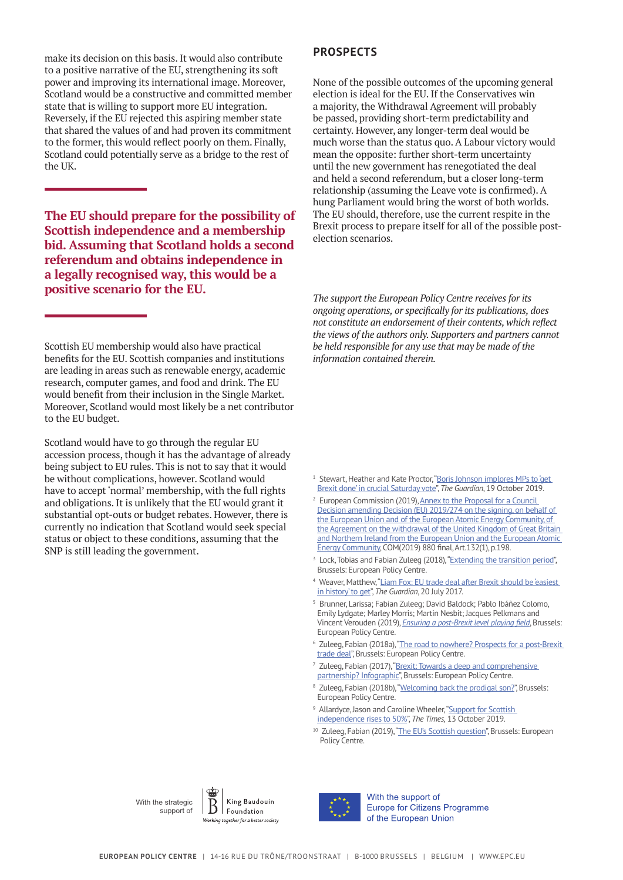make its decision on this basis. It would also contribute to a positive narrative of the EU, strengthening its soft power and improving its international image. Moreover, Scotland would be a constructive and committed member state that is willing to support more EU integration. Reversely, if the EU rejected this aspiring member state that shared the values of and had proven its commitment to the former, this would reflect poorly on them. Finally, Scotland could potentially serve as a bridge to the rest of the UK.

**The EU should prepare for the possibility of Scottish independence and a membership bid. Assuming that Scotland holds a second referendum and obtains independence in a legally recognised way, this would be a positive scenario for the EU.**

Scottish EU membership would also have practical benefits for the EU. Scottish companies and institutions are leading in areas such as renewable energy, academic research, computer games, and food and drink. The EU would benefit from their inclusion in the Single Market. Moreover, Scotland would most likely be a net contributor to the EU budget.

Scotland would have to go through the regular EU accession process, though it has the advantage of already being subject to EU rules. This is not to say that it would be without complications, however. Scotland would have to accept 'normal' membership, with the full rights and obligations. It is unlikely that the EU would grant it substantial opt-outs or budget rebates. However, there is currently no indication that Scotland would seek special status or object to these conditions, assuming that the SNP is still leading the government.

## PROSPECTS

None of the possible outcomes of the upcoming general election is ideal for the EU. If the Conservatives win a majority, the Withdrawal Agreement will probably be passed, providing short-term predictability and certainty. However, any longer-term deal would be much worse than the status quo. A Labour victory would mean the opposite: further short-term uncertainty until the new government has renegotiated the deal and held a second referendum, but a closer long-term relationship (assuming the Leave vote is confirmed). A hung Parliament would bring the worst of both worlds. The EU should, therefore, use the current respite in the Brexit process to prepare itself for all of the possible post-election scenarios.

*The support the European Policy Centre receives for its ongoing operations, or specifically for its publications, does not constitute an endorsement of their contents, which reflect the views of the authors only. Supporters and partners cannot be held responsible for any use that may be made of the information contained therein.*

[1] Stewart, Heather and Kate Proctor, "Boris Johnson implores MPs to 'get Brexit done' in crucial Saturday vote", *The Guardian*, 19 October 2019.

[2] European Commission (2019), Annex to the Proposal for a Council Decision amending Decision (EU) 2019/274 on the signing, on behalf of the European Union and of the European Atomic Energy Community, of the Agreement on the withdrawal of the United Kingdom of Great Britain and Northern Ireland from the European Union and the European Atomic Energy Community, COM(2019) 880 final, Art.132(1), p.198.

[3] Lock, Tobias and Fabian Zuleeg (2018), "Extending the transition period", Brussels: European Policy Centre.

[4] Weaver, Matthew, "Liam Fox: EU trade deal after Brexit should be 'easiest in history' to get", *The Guardian*, 20 July 2017.

[5] Brunner, Larissa; Fabian Zuleeg; David Baldock; Pablo Ibáñez Colomo, Emily Lydgate; Marley Morris; Martin Nesbit; Jacques Pelkmans and Vincent Verouden (2019), *Ensuring a post-Brexit level playing field*, Brussels: European Policy Centre.

[6] Zuleeg, Fabian (2018a), "The road to nowhere? Prospects for a post-Brexit trade deal", Brussels: European Policy Centre.

[7] Zuleeg, Fabian (2017), "Brexit: Towards a deep and comprehensive partnership? Infographic", Brussels: European Policy Centre.

[8] Zuleeg, Fabian (2018b), "Welcoming back the prodigal son?", Brussels: European Policy Centre.

[9] Allardyce, Jason and Caroline Wheeler, "Support for Scottish independence rises to 50%", *The Times*, 13 October 2019.

[10] Zuleeg, Fabian (2019), "The EU's Scottish question", Brussels: European Policy Centre.

With the strategic support of King Baudouin Foundation – Working together for a better society

With the support of Europe for Citizens Programme of the European Union